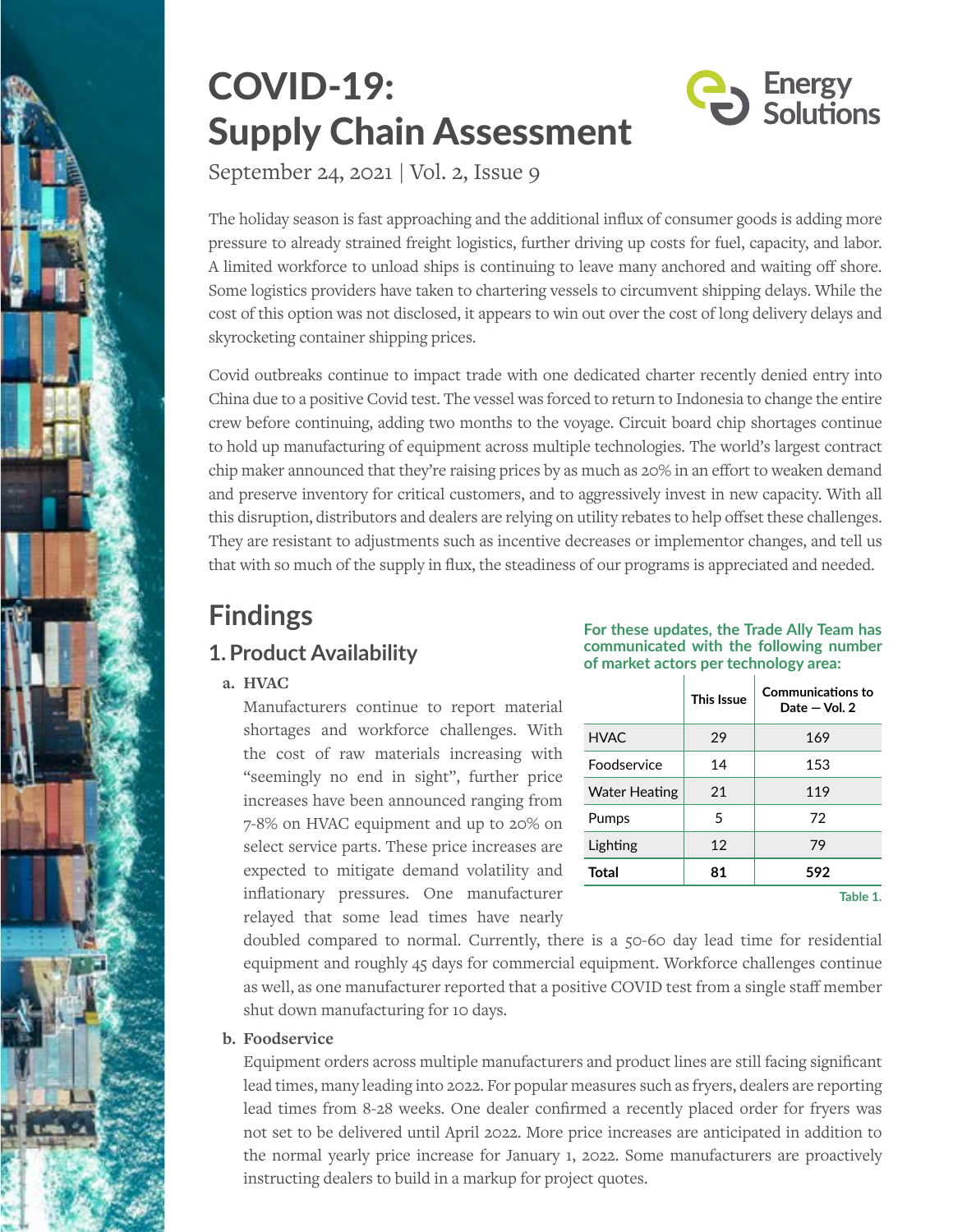# COVID-19: Supply Chain Assessment

Energy Solutions

September 24, 2021 | Vol. 2, Issue 9

The holiday season is fast approaching and the additional influx of consumer goods is adding more pressure to already strained freight logistics, further driving up costs for fuel, capacity, and labor. A limited workforce to unload ships is continuing to leave many anchored and waiting off shore. Some logistics providers have taken to chartering vessels to circumvent shipping delays. While the cost of this option was not disclosed, it appears to win out over the cost of long delivery delays and skyrocketing container shipping prices.

Covid outbreaks continue to impact trade with one dedicated charter recently denied entry into China due to a positive Covid test. The vessel was forced to return to Indonesia to change the entire crew before continuing, adding two months to the voyage. Circuit board chip shortages continue to hold up manufacturing of equipment across multiple technologies. The world's largest contract chip maker announced that they're raising prices by as much as 20% in an effort to weaken demand and preserve inventory for critical customers, and to aggressively invest in new capacity. With all this disruption, distributors and dealers are relying on utility rebates to help offset these challenges. They are resistant to adjustments such as incentive decreases or implementor changes, and tell us that with so much of the supply in flux, the steadiness of our programs is appreciated and needed.

## Findings

### 1. Product Availability

**For these updates, the Trade Ally Team has communicated with the following number of market actors per technology area:**

| | This Issue | Communications to Date — Vol. 2 |
|---|---|---|
| HVAC | 29 | 169 |
| Foodservice | 14 | 153 |
| Water Heating | 21 | 119 |
| Pumps | 5 | 72 |
| Lighting | 12 | 79 |
| **Total** | **81** | **592** |

Table 1.

**a. HVAC**

Manufacturers continue to report material shortages and workforce challenges. With the cost of raw materials increasing with "seemingly no end in sight", further price increases have been announced ranging from 7-8% on HVAC equipment and up to 20% on select service parts. These price increases are expected to mitigate demand volatility and inflationary pressures. One manufacturer relayed that some lead times have nearly doubled compared to normal. Currently, there is a 50-60 day lead time for residential equipment and roughly 45 days for commercial equipment. Workforce challenges continue as well, as one manufacturer reported that a positive COVID test from a single staff member shut down manufacturing for 10 days.

**b. Foodservice**

Equipment orders across multiple manufacturers and product lines are still facing significant lead times, many leading into 2022. For popular measures such as fryers, dealers are reporting lead times from 8-28 weeks. One dealer confirmed a recently placed order for fryers was not set to be delivered until April 2022. More price increases are anticipated in addition to the normal yearly price increase for January 1, 2022. Some manufacturers are proactively instructing dealers to build in a markup for project quotes.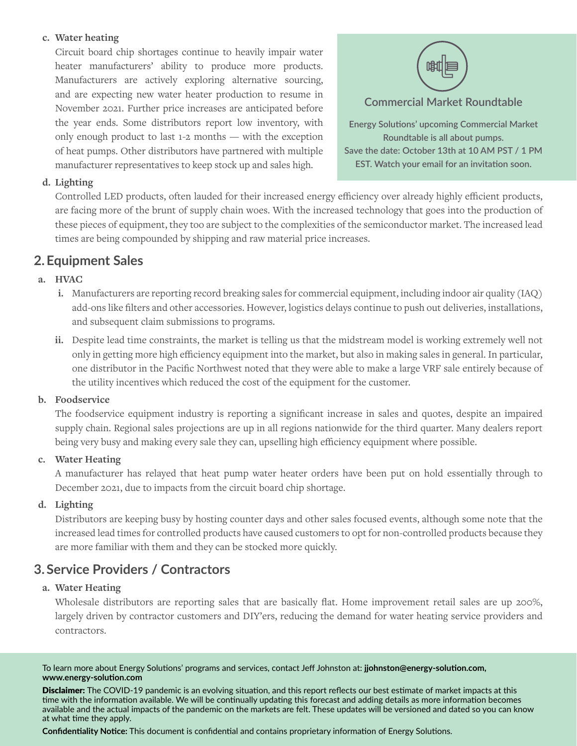c. **Water heating**

Circuit board chip shortages continue to heavily impair water heater manufacturers' ability to produce more products. Manufacturers are actively exploring alternative sourcing, and are expecting new water heater production to resume in November 2021. Further price increases are anticipated before the year ends. Some distributors report low inventory, with only enough product to last 1-2 months — with the exception of heat pumps. Other distributors have partnered with multiple manufacturer representatives to keep stock up and sales high.

**Commercial Market Roundtable**

**Energy Solutions' upcoming Commercial Market Roundtable is all about pumps. Save the date: October 13th at 10 AM PST / 1 PM EST. Watch your email for an invitation soon.**

d. **Lighting**

Controlled LED products, often lauded for their increased energy efficiency over already highly efficient products, are facing more of the brunt of supply chain woes. With the increased technology that goes into the production of these pieces of equipment, they too are subject to the complexities of the semiconductor market. The increased lead times are being compounded by shipping and raw material price increases.

## 2. Equipment Sales

a. **HVAC**

i. Manufacturers are reporting record breaking sales for commercial equipment, including indoor air quality (IAQ) add-ons like filters and other accessories. However, logistics delays continue to push out deliveries, installations, and subsequent claim submissions to programs.

ii. Despite lead time constraints, the market is telling us that the midstream model is working extremely well not only in getting more high efficiency equipment into the market, but also in making sales in general. In particular, one distributor in the Pacific Northwest noted that they were able to make a large VRF sale entirely because of the utility incentives which reduced the cost of the equipment for the customer.

b. **Foodservice**

The foodservice equipment industry is reporting a significant increase in sales and quotes, despite an impaired supply chain. Regional sales projections are up in all regions nationwide for the third quarter. Many dealers report being very busy and making every sale they can, upselling high efficiency equipment where possible.

c. **Water Heating**

A manufacturer has relayed that heat pump water heater orders have been put on hold essentially through to December 2021, due to impacts from the circuit board chip shortage.

d. **Lighting**

Distributors are keeping busy by hosting counter days and other sales focused events, although some note that the increased lead times for controlled products have caused customers to opt for non-controlled products because they are more familiar with them and they can be stocked more quickly.

## 3. Service Providers / Contractors

a. **Water Heating**

Wholesale distributors are reporting sales that are basically flat. Home improvement retail sales are up 200%, largely driven by contractor customers and DIY'ers, reducing the demand for water heating service providers and contractors.

To learn more about Energy Solutions' programs and services, contact Jeff Johnston at: **jjohnston@energy-solution.com, www.energy-solution.com**

**Disclaimer:** The COVID-19 pandemic is an evolving situation, and this report reflects our best estimate of market impacts at this time with the information available. We will be continually updating this forecast and adding details as more information becomes available and the actual impacts of the pandemic on the markets are felt. These updates will be versioned and dated so you can know at what time they apply.

**Confidentiality Notice:** This document is confidential and contains proprietary information of Energy Solutions.